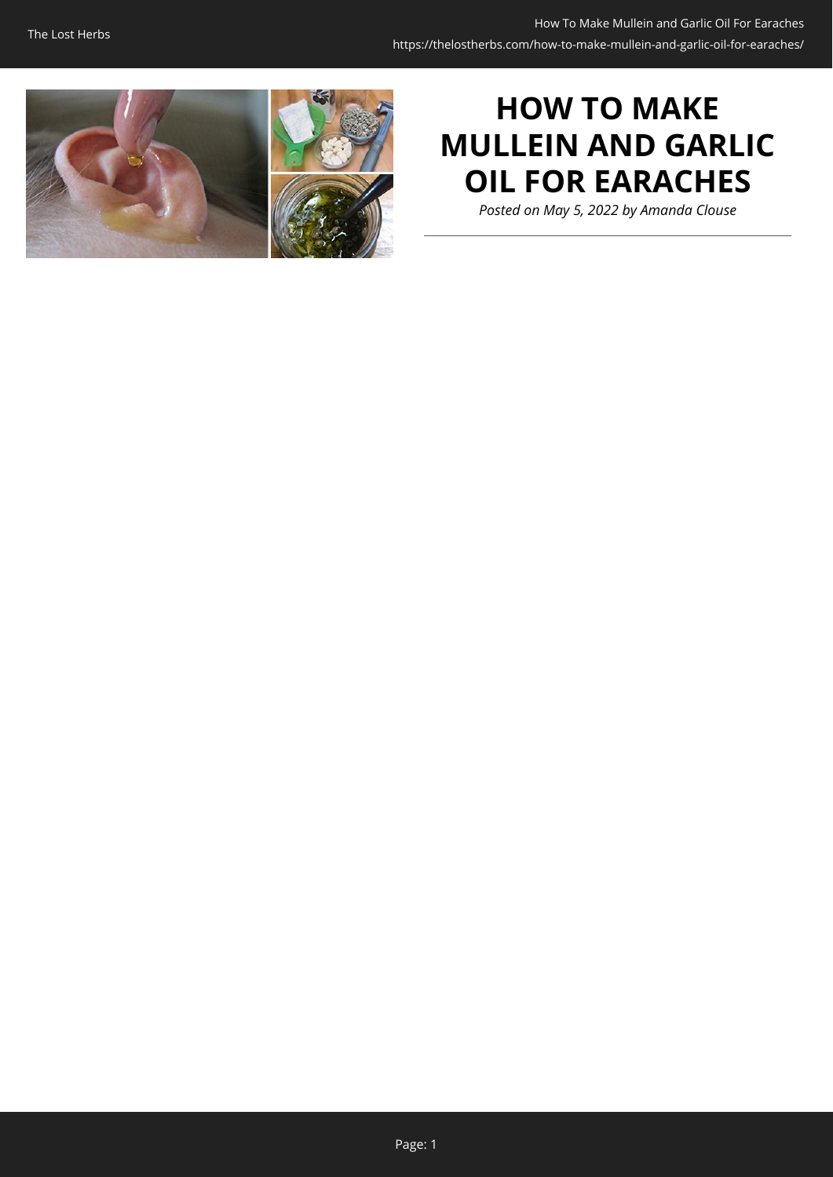# HOW TO MAKE MULLEIN AND GARLIC OIL FOR EARACHES

*Posted on May 5, 2022 by Amanda Clouse*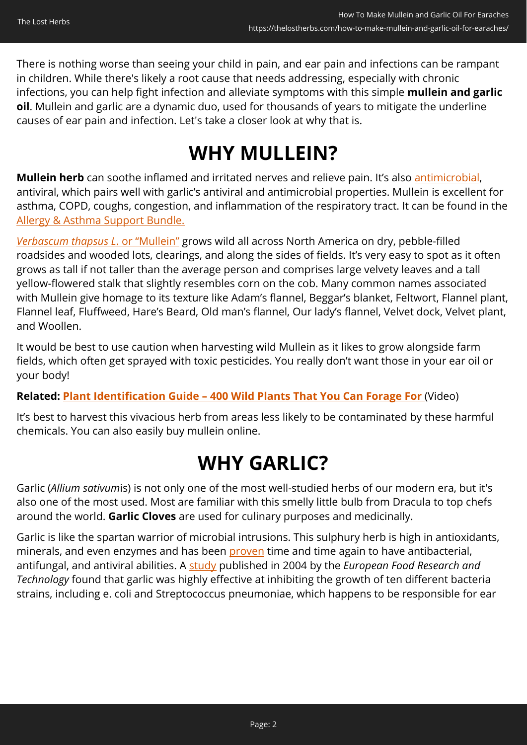There is nothing worse than seeing your child in pain, and ear pain and infections can be rampant in children. While there's likely a root cause that needs addressing, especially with chronic infections, you can help fight infection and alleviate symptoms with this simple **mullein and garlic oil**. Mullein and garlic are a dynamic duo, used for thousands of years to mitigate the underline causes of ear pain and infection. Let's take a closer look at why that is.

# WHY MULLEIN?

**Mullein herb** can soothe inflamed and irritated nerves and relieve pain. It's also antimicrobial, antiviral, which pairs well with garlic's antiviral and antimicrobial properties. Mullein is excellent for asthma, COPD, coughs, congestion, and inflammation of the respiratory tract. It can be found in the Allergy & Asthma Support Bundle.

*Verbascum thapsus L*. or "Mullein" grows wild all across North America on dry, pebble-filled roadsides and wooded lots, clearings, and along the sides of fields. It's very easy to spot as it often grows as tall if not taller than the average person and comprises large velvety leaves and a tall yellow-flowered stalk that slightly resembles corn on the cob. Many common names associated with Mullein give homage to its texture like Adam's flannel, Beggar's blanket, Feltwort, Flannel plant, Flannel leaf, Fluffweed, Hare's Beard, Old man's flannel, Our lady's flannel, Velvet dock, Velvet plant, and Woollen.

It would be best to use caution when harvesting wild Mullein as it likes to grow alongside farm fields, which often get sprayed with toxic pesticides. You really don't want those in your ear oil or your body!

**Related: Plant Identification Guide – 400 Wild Plants That You Can Forage For** (Video)

It's best to harvest this vivacious herb from areas less likely to be contaminated by these harmful chemicals. You can also easily buy mullein online.

# WHY GARLIC?

Garlic (*Allium sativum*is) is not only one of the most well-studied herbs of our modern era, but it's also one of the most used. Most are familiar with this smelly little bulb from Dracula to top chefs around the world. **Garlic Cloves** are used for culinary purposes and medicinally.

Garlic is like the spartan warrior of microbial intrusions. This sulphury herb is high in antioxidants, minerals, and even enzymes and has been proven time and time again to have antibacterial, antifungal, and antiviral abilities. A study published in 2004 by the *European Food Research and Technology* found that garlic was highly effective at inhibiting the growth of ten different bacteria strains, including e. coli and Streptococcus pneumoniae, which happens to be responsible for ear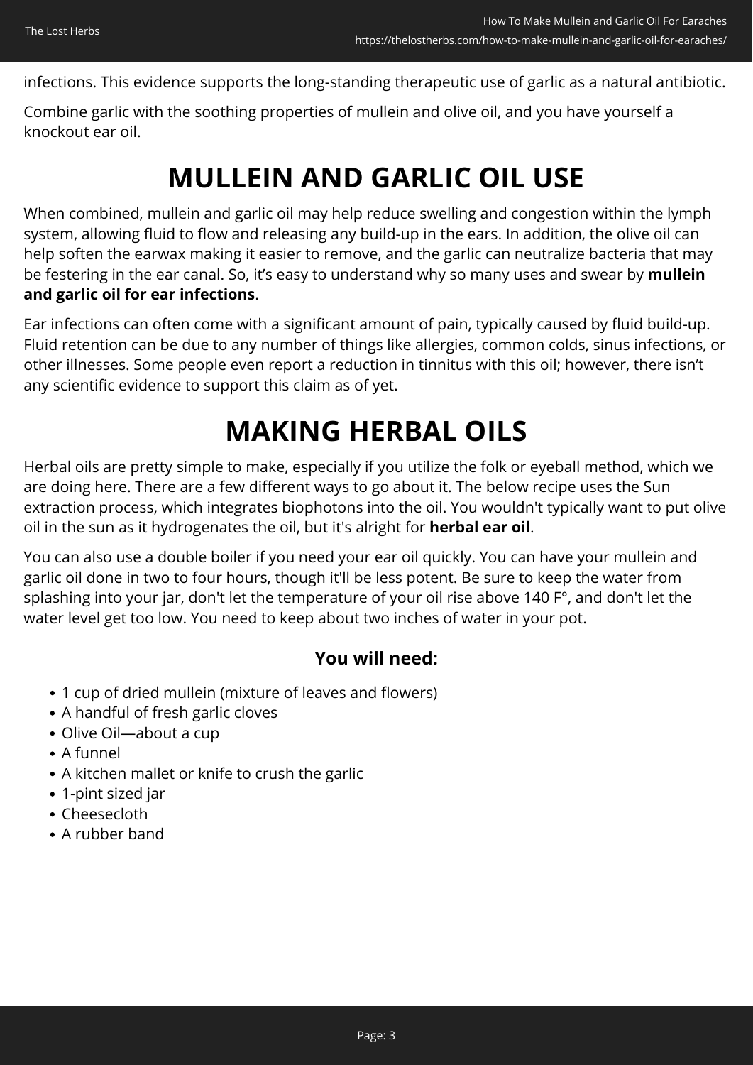infections. This evidence supports the long-standing therapeutic use of garlic as a natural antibiotic.

Combine garlic with the soothing properties of mullein and olive oil, and you have yourself a knockout ear oil.

# MULLEIN AND GARLIC OIL USE

When combined, mullein and garlic oil may help reduce swelling and congestion within the lymph system, allowing fluid to flow and releasing any build-up in the ears. In addition, the olive oil can help soften the earwax making it easier to remove, and the garlic can neutralize bacteria that may be festering in the ear canal. So, it's easy to understand why so many uses and swear by **mullein and garlic oil for ear infections**.

Ear infections can often come with a significant amount of pain, typically caused by fluid build-up. Fluid retention can be due to any number of things like allergies, common colds, sinus infections, or other illnesses. Some people even report a reduction in tinnitus with this oil; however, there isn't any scientific evidence to support this claim as of yet.

# MAKING HERBAL OILS

Herbal oils are pretty simple to make, especially if you utilize the folk or eyeball method, which we are doing here. There are a few different ways to go about it. The below recipe uses the Sun extraction process, which integrates biophotons into the oil. You wouldn't typically want to put olive oil in the sun as it hydrogenates the oil, but it's alright for **herbal ear oil**.

You can also use a double boiler if you need your ear oil quickly. You can have your mullein and garlic oil done in two to four hours, though it'll be less potent. Be sure to keep the water from splashing into your jar, don't let the temperature of your oil rise above 140 F°, and don't let the water level get too low. You need to keep about two inches of water in your pot.

### You will need:

- 1 cup of dried mullein (mixture of leaves and flowers)
- A handful of fresh garlic cloves
- Olive Oil—about a cup
- A funnel
- A kitchen mallet or knife to crush the garlic
- 1-pint sized jar
- Cheesecloth
- A rubber band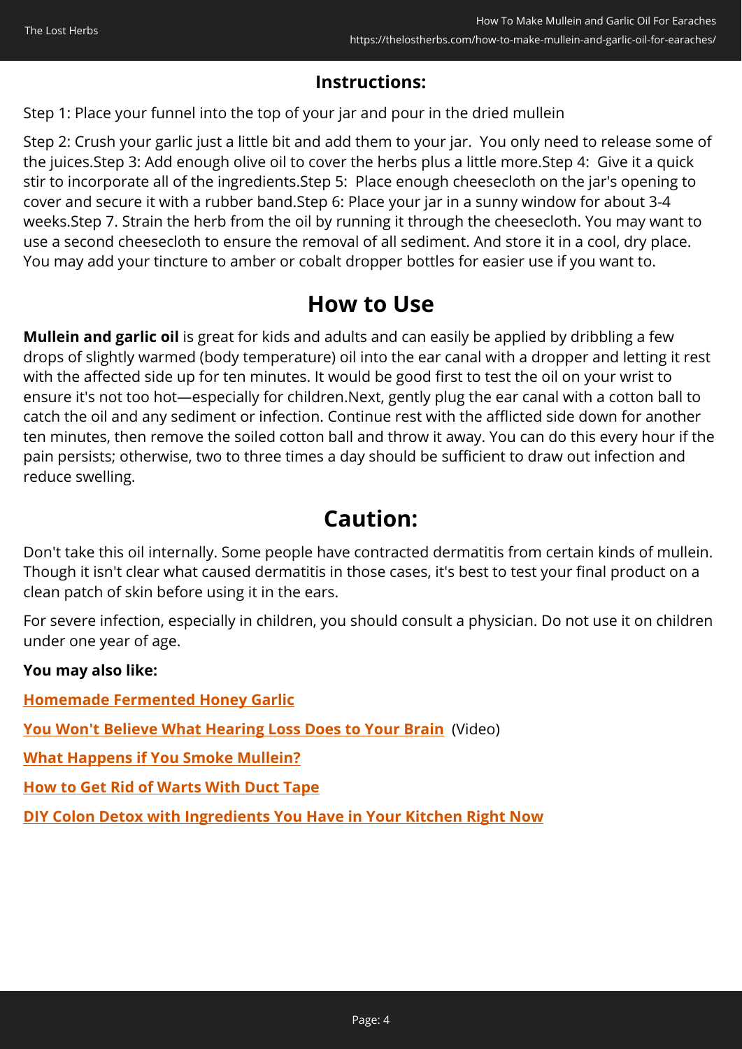**Instructions:**

Step 1: Place your funnel into the top of your jar and pour in the dried mullein

Step 2: Crush your garlic just a little bit and add them to your jar.  You only need to release some of the juices.Step 3: Add enough olive oil to cover the herbs plus a little more.Step 4:  Give it a quick stir to incorporate all of the ingredients.Step 5:  Place enough cheesecloth on the jar's opening to cover and secure it with a rubber band.Step 6: Place your jar in a sunny window for about 3-4 weeks.Step 7. Strain the herb from the oil by running it through the cheesecloth. You may want to use a second cheesecloth to ensure the removal of all sediment. And store it in a cool, dry place. You may add your tincture to amber or cobalt dropper bottles for easier use if you want to.

## How to Use

**Mullein and garlic oil** is great for kids and adults and can easily be applied by dribbling a few drops of slightly warmed (body temperature) oil into the ear canal with a dropper and letting it rest with the affected side up for ten minutes. It would be good first to test the oil on your wrist to ensure it's not too hot—especially for children.Next, gently plug the ear canal with a cotton ball to catch the oil and any sediment or infection. Continue rest with the afflicted side down for another ten minutes, then remove the soiled cotton ball and throw it away. You can do this every hour if the pain persists; otherwise, two to three times a day should be sufficient to draw out infection and reduce swelling.

## Caution:

Don't take this oil internally. Some people have contracted dermatitis from certain kinds of mullein. Though it isn't clear what caused dermatitis in those cases, it's best to test your final product on a clean patch of skin before using it in the ears.

For severe infection, especially in children, you should consult a physician. Do not use it on children under one year of age.

**You may also like:**

Homemade Fermented Honey Garlic

You Won't Believe What Hearing Loss Does to Your Brain  (Video)

What Happens if You Smoke Mullein?

How to Get Rid of Warts With Duct Tape

DIY Colon Detox with Ingredients You Have in Your Kitchen Right Now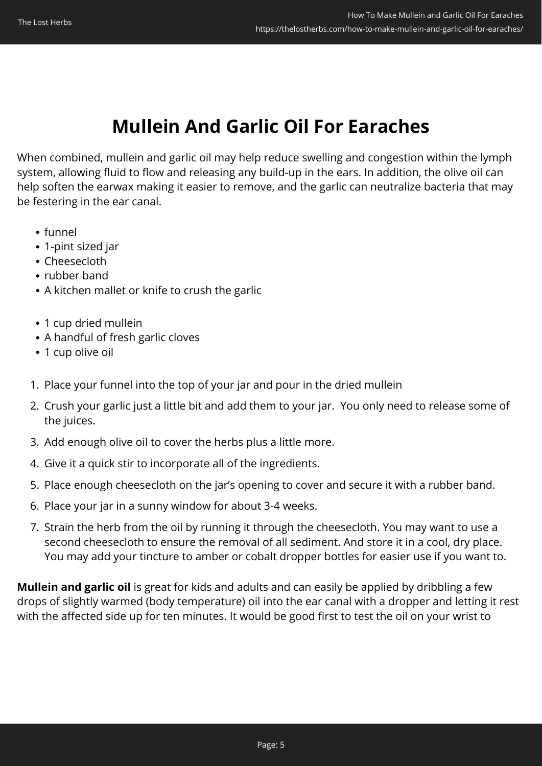# Mullein And Garlic Oil For Earaches

When combined, mullein and garlic oil may help reduce swelling and congestion within the lymph system, allowing fluid to flow and releasing any build-up in the ears. In addition, the olive oil can help soften the earwax making it easier to remove, and the garlic can neutralize bacteria that may be festering in the ear canal.

- funnel
- 1-pint sized jar
- Cheesecloth
- rubber band
- A kitchen mallet or knife to crush the garlic

- 1 cup dried mullein
- A handful of fresh garlic cloves
- 1 cup olive oil

1. Place your funnel into the top of your jar and pour in the dried mullein
2. Crush your garlic just a little bit and add them to your jar. You only need to release some of the juices.
3. Add enough olive oil to cover the herbs plus a little more.
4. Give it a quick stir to incorporate all of the ingredients.
5. Place enough cheesecloth on the jar's opening to cover and secure it with a rubber band.
6. Place your jar in a sunny window for about 3-4 weeks.
7. Strain the herb from the oil by running it through the cheesecloth. You may want to use a second cheesecloth to ensure the removal of all sediment. And store it in a cool, dry place. You may add your tincture to amber or cobalt dropper bottles for easier use if you want to.

**Mullein and garlic oil** is great for kids and adults and can easily be applied by dribbling a few drops of slightly warmed (body temperature) oil into the ear canal with a dropper and letting it rest with the affected side up for ten minutes. It would be good first to test the oil on your wrist to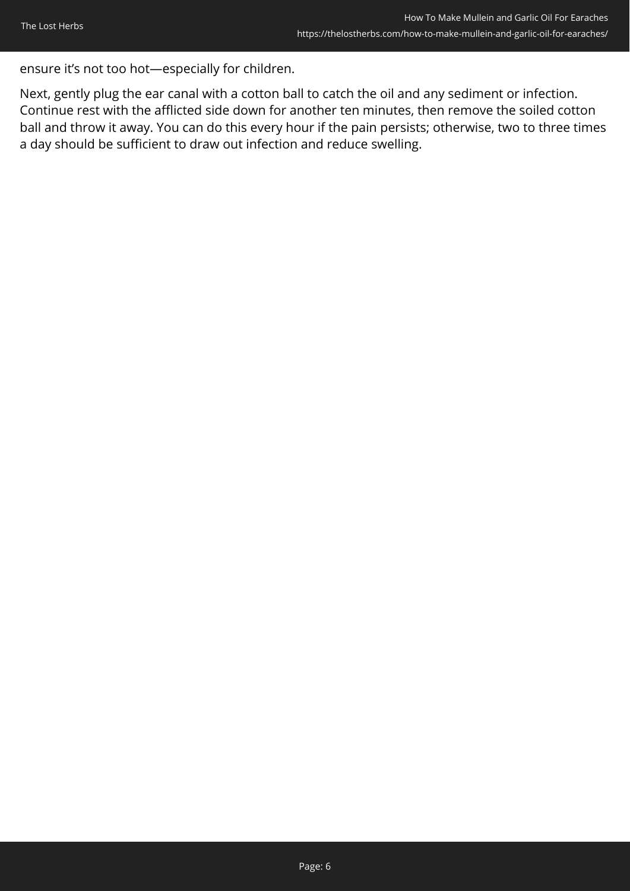ensure it’s not too hot—especially for children.

Next, gently plug the ear canal with a cotton ball to catch the oil and any sediment or infection. Continue rest with the afflicted side down for another ten minutes, then remove the soiled cotton ball and throw it away. You can do this every hour if the pain persists; otherwise, two to three times a day should be sufficient to draw out infection and reduce swelling.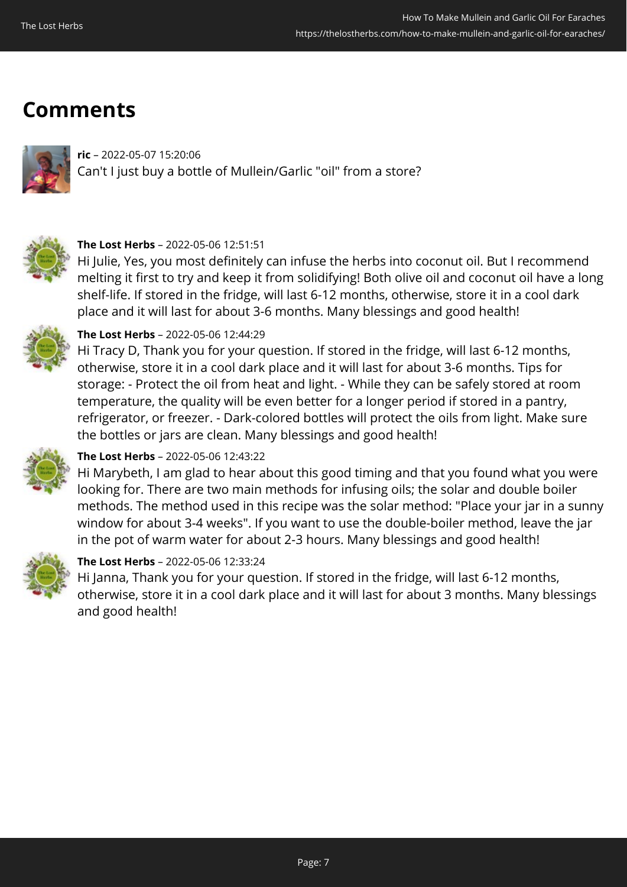## Comments

**ric** – 2022-05-07 15:20:06
Can't I just buy a bottle of Mullein/Garlic "oil" from a store?

**The Lost Herbs** – 2022-05-06 12:51:51
Hi Julie, Yes, you most definitely can infuse the herbs into coconut oil. But I recommend melting it first to try and keep it from solidifying! Both olive oil and coconut oil have a long shelf-life. If stored in the fridge, will last 6-12 months, otherwise, store it in a cool dark place and it will last for about 3-6 months. Many blessings and good health!

**The Lost Herbs** – 2022-05-06 12:44:29
Hi Tracy D, Thank you for your question. If stored in the fridge, will last 6-12 months, otherwise, store it in a cool dark place and it will last for about 3-6 months. Tips for storage: - Protect the oil from heat and light. - While they can be safely stored at room temperature, the quality will be even better for a longer period if stored in a pantry, refrigerator, or freezer. - Dark-colored bottles will protect the oils from light. Make sure the bottles or jars are clean. Many blessings and good health!

**The Lost Herbs** – 2022-05-06 12:43:22
Hi Marybeth, I am glad to hear about this good timing and that you found what you were looking for. There are two main methods for infusing oils; the solar and double boiler methods. The method used in this recipe was the solar method: "Place your jar in a sunny window for about 3-4 weeks". If you want to use the double-boiler method, leave the jar in the pot of warm water for about 2-3 hours. Many blessings and good health!

**The Lost Herbs** – 2022-05-06 12:33:24
Hi Janna, Thank you for your question. If stored in the fridge, will last 6-12 months, otherwise, store it in a cool dark place and it will last for about 3 months. Many blessings and good health!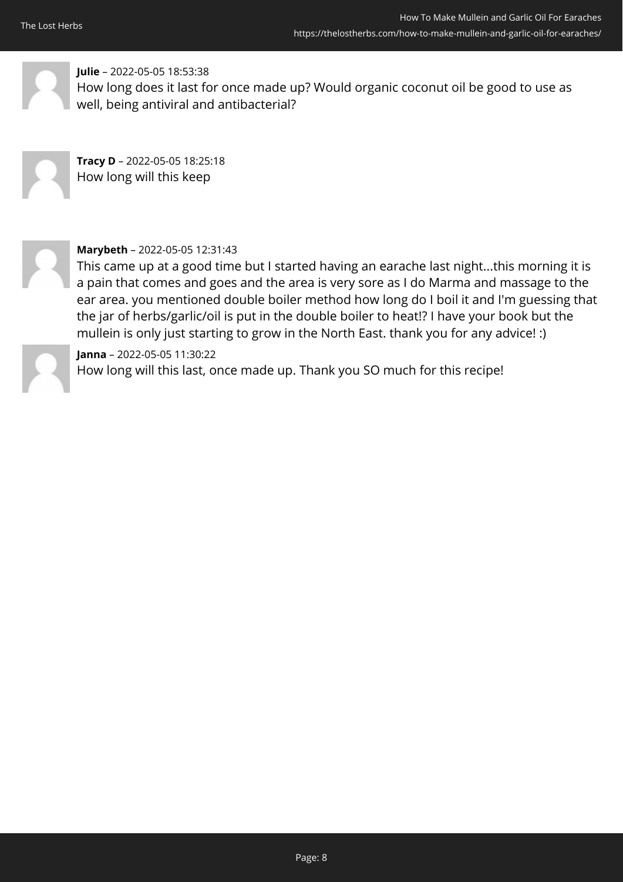**Julie** – 2022-05-05 18:53:38
How long does it last for once made up? Would organic coconut oil be good to use as well, being antiviral and antibacterial?

**Tracy D** – 2022-05-05 18:25:18
How long will this keep

**Marybeth** – 2022-05-05 12:31:43
This came up at a good time but I started having an earache last night...this morning it is a pain that comes and goes and the area is very sore as I do Marma and massage to the ear area. you mentioned double boiler method how long do I boil it and I'm guessing that the jar of herbs/garlic/oil is put in the double boiler to heat!? I have your book but the mullein is only just starting to grow in the North East. thank you for any advice! :)

**Janna** – 2022-05-05 11:30:22
How long will this last, once made up. Thank you SO much for this recipe!